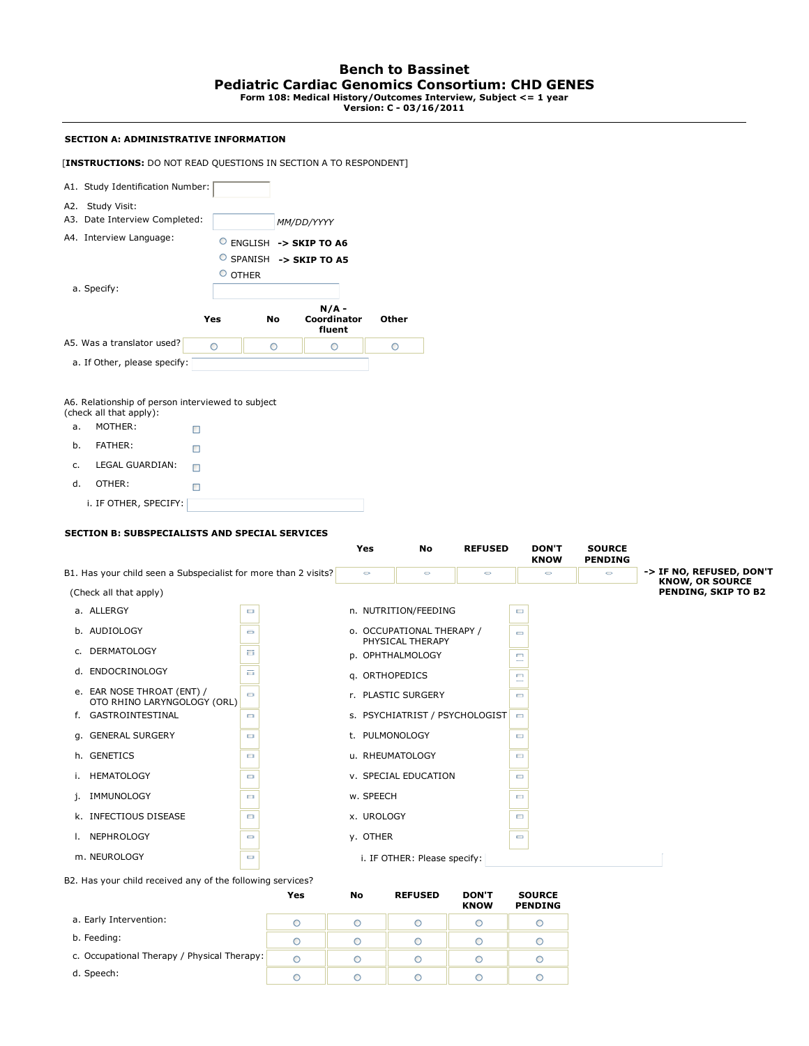# Bench to Bassinet
## Pediatric Cardiac Genomics Consortium: CHD GENES

**Form 108: Medical History/Outcomes Interview, Subject <= 1 year**
**Version: C - 03/16/2011**

---

**SECTION A: ADMINISTRATIVE INFORMATION**

[**INSTRUCTIONS:** DO NOT READ QUESTIONS IN SECTION A TO RESPONDENT]

A1. Study Identification Number: ______

A2. Study Visit:

A3. Date Interview Completed: ______ *MM/DD/YYYY*

A4. Interview Language:
- ○ ENGLISH **-> SKIP TO A6**
- ○ SPANISH **-> SKIP TO A5**
- ○ OTHER

a. Specify: ______

| | Yes | No | N/A - Coordinator fluent | Other |
|---|---|---|---|---|
| A5. Was a translator used? | ○ | ○ | ○ | ○ |

a. If Other, please specify: ______

A6. Relationship of person interviewed to subject (check all that apply):
- a. MOTHER: ☐
- b. FATHER: ☐
- c. LEGAL GUARDIAN: ☐
- d. OTHER: ☐
  - i. IF OTHER, SPECIFY: ______

**SECTION B: SUBSPECIALISTS AND SPECIAL SERVICES**

| | Yes | No | REFUSED | DON'T KNOW | SOURCE PENDING |
|---|---|---|---|---|---|
| B1. Has your child seen a Subspecialist for more than 2 visits? | ○ | ○ | ○ | ○ | ○ |

**-> IF NO, REFUSED, DON'T KNOW, OR SOURCE PENDING, SKIP TO B2**

(Check all that apply)

- a. ALLERGY ☐
- b. AUDIOLOGY ☐
- c. DERMATOLOGY ☐
- d. ENDOCRINOLOGY ☐
- e. EAR NOSE THROAT (ENT) / OTO RHINO LARYNGOLOGY (ORL) ☐
- f. GASTROINTESTINAL ☐
- g. GENERAL SURGERY ☐
- h. GENETICS ☐
- i. HEMATOLOGY ☐
- j. IMMUNOLOGY ☐
- k. INFECTIOUS DISEASE ☐
- l. NEPHROLOGY ☐
- m. NEUROLOGY ☐
- n. NUTRITION/FEEDING ☐
- o. OCCUPATIONAL THERAPY / PHYSICAL THERAPY ☐
- p. OPHTHALMOLOGY ☐
- q. ORTHOPEDICS ☐
- r. PLASTIC SURGERY ☐
- s. PSYCHIATRIST / PSYCHOLOGIST ☐
- t. PULMONOLOGY ☐
- u. RHEUMATOLOGY ☐
- v. SPECIAL EDUCATION ☐
- w. SPEECH ☐
- x. UROLOGY ☐
- y. OTHER ☐
  - i. IF OTHER: Please specify: ______

B2. Has your child received any of the following services?

| | Yes | No | REFUSED | DON'T KNOW | SOURCE PENDING |
|---|---|---|---|---|---|
| a. Early Intervention: | ○ | ○ | ○ | ○ | ○ |
| b. Feeding: | ○ | ○ | ○ | ○ | ○ |
| c. Occupational Therapy / Physical Therapy: | ○ | ○ | ○ | ○ | ○ |
| d. Speech: | ○ | ○ | ○ | ○ | ○ |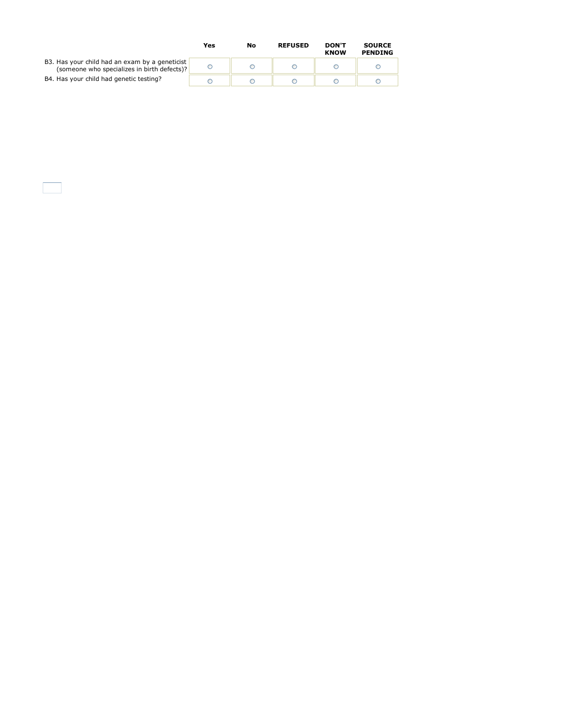| | Yes | No | REFUSED | DON'T KNOW | SOURCE PENDING |
|---|---|---|---|---|---|
| B3. Has your child had an exam by a geneticist (someone who specializes in birth defects)? | ○ | ○ | ○ | ○ | ○ |
| B4. Has your child had genetic testing? | ○ | ○ | ○ | ○ | ○ |